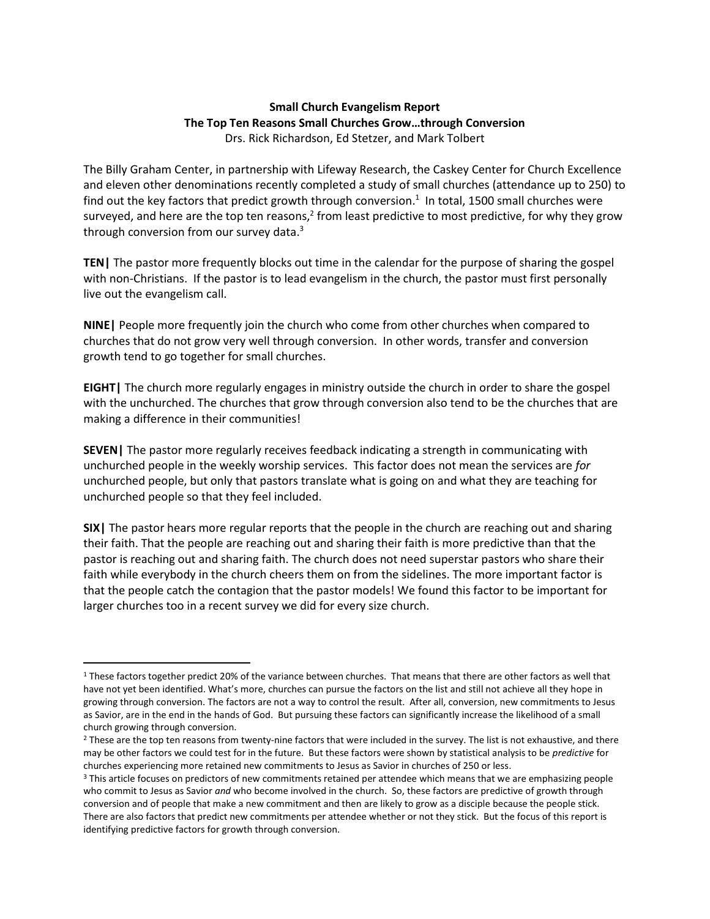**Small Church Evangelism Report**
**The Top Ten Reasons Small Churches Grow…through Conversion**
Drs. Rick Richardson, Ed Stetzer, and Mark Tolbert

The Billy Graham Center, in partnership with Lifeway Research, the Caskey Center for Church Excellence and eleven other denominations recently completed a study of small churches (attendance up to 250) to find out the key factors that predict growth through conversion.[1] In total, 1500 small churches were surveyed, and here are the top ten reasons,[2] from least predictive to most predictive, for why they grow through conversion from our survey data.[3]

**TEN|** The pastor more frequently blocks out time in the calendar for the purpose of sharing the gospel with non-Christians. If the pastor is to lead evangelism in the church, the pastor must first personally live out the evangelism call.

**NINE|** People more frequently join the church who come from other churches when compared to churches that do not grow very well through conversion. In other words, transfer and conversion growth tend to go together for small churches.

**EIGHT|** The church more regularly engages in ministry outside the church in order to share the gospel with the unchurched. The churches that grow through conversion also tend to be the churches that are making a difference in their communities!

**SEVEN|** The pastor more regularly receives feedback indicating a strength in communicating with unchurched people in the weekly worship services. This factor does not mean the services are *for* unchurched people, but only that pastors translate what is going on and what they are teaching for unchurched people so that they feel included.

**SIX|** The pastor hears more regular reports that the people in the church are reaching out and sharing their faith. That the people are reaching out and sharing their faith is more predictive than that the pastor is reaching out and sharing faith. The church does not need superstar pastors who share their faith while everybody in the church cheers them on from the sidelines. The more important factor is that the people catch the contagion that the pastor models! We found this factor to be important for larger churches too in a recent survey we did for every size church.

---

[1] These factors together predict 20% of the variance between churches. That means that there are other factors as well that have not yet been identified. What's more, churches can pursue the factors on the list and still not achieve all they hope in growing through conversion. The factors are not a way to control the result. After all, conversion, new commitments to Jesus as Savior, are in the end in the hands of God. But pursuing these factors can significantly increase the likelihood of a small church growing through conversion.

[2] These are the top ten reasons from twenty-nine factors that were included in the survey. The list is not exhaustive, and there may be other factors we could test for in the future. But these factors were shown by statistical analysis to be *predictive* for churches experiencing more retained new commitments to Jesus as Savior in churches of 250 or less.

[3] This article focuses on predictors of new commitments retained per attendee which means that we are emphasizing people who commit to Jesus as Savior *and* who become involved in the church. So, these factors are predictive of growth through conversion and of people that make a new commitment and then are likely to grow as a disciple because the people stick. There are also factors that predict new commitments per attendee whether or not they stick. But the focus of this report is identifying predictive factors for growth through conversion.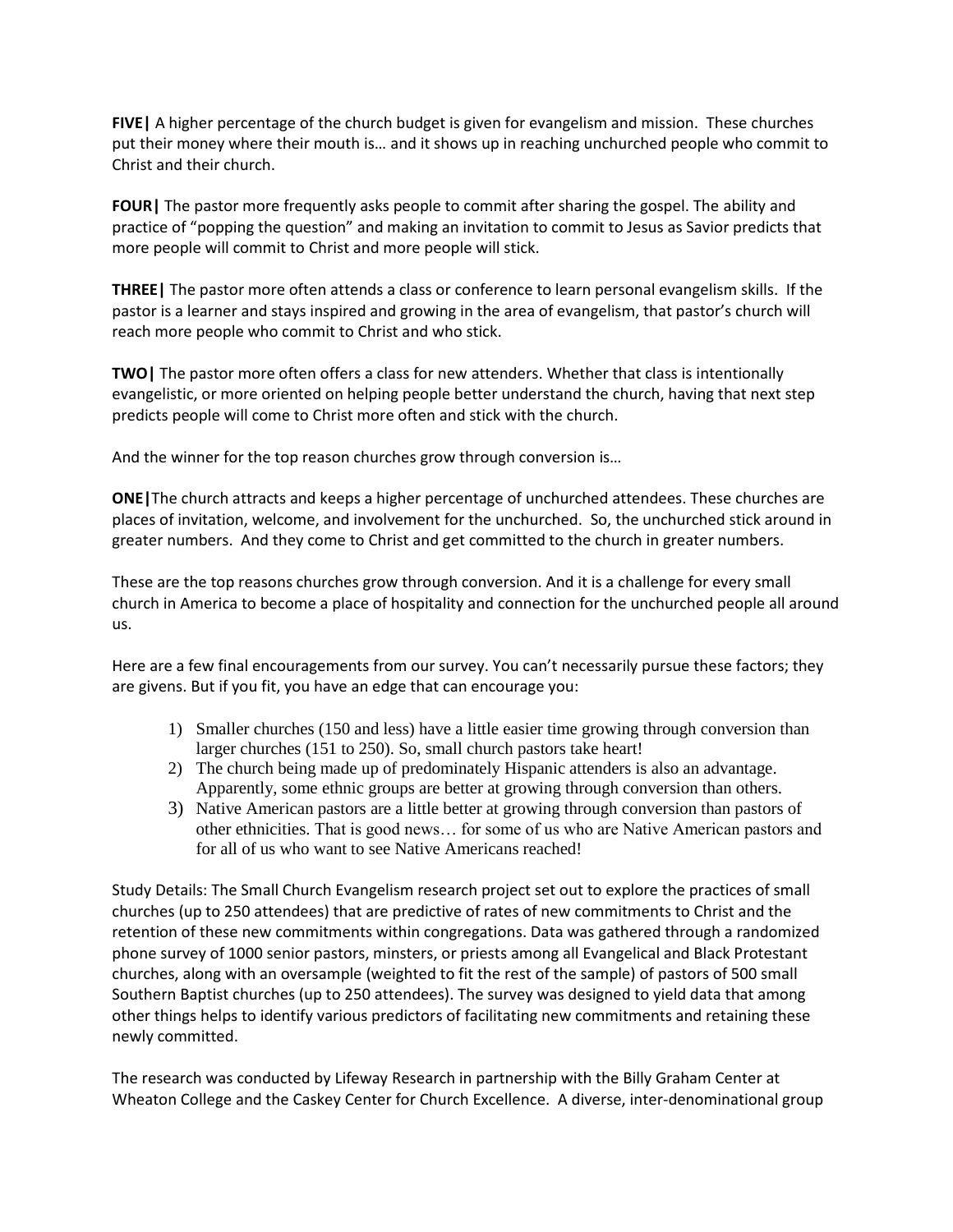**FIVE|** A higher percentage of the church budget is given for evangelism and mission. These churches put their money where their mouth is… and it shows up in reaching unchurched people who commit to Christ and their church.

**FOUR|** The pastor more frequently asks people to commit after sharing the gospel. The ability and practice of "popping the question" and making an invitation to commit to Jesus as Savior predicts that more people will commit to Christ and more people will stick.

**THREE|** The pastor more often attends a class or conference to learn personal evangelism skills. If the pastor is a learner and stays inspired and growing in the area of evangelism, that pastor's church will reach more people who commit to Christ and who stick.

**TWO|** The pastor more often offers a class for new attenders. Whether that class is intentionally evangelistic, or more oriented on helping people better understand the church, having that next step predicts people will come to Christ more often and stick with the church.

And the winner for the top reason churches grow through conversion is…

**ONE|**The church attracts and keeps a higher percentage of unchurched attendees. These churches are places of invitation, welcome, and involvement for the unchurched. So, the unchurched stick around in greater numbers. And they come to Christ and get committed to the church in greater numbers.

These are the top reasons churches grow through conversion. And it is a challenge for every small church in America to become a place of hospitality and connection for the unchurched people all around us.

Here are a few final encouragements from our survey. You can't necessarily pursue these factors; they are givens. But if you fit, you have an edge that can encourage you:

1) Smaller churches (150 and less) have a little easier time growing through conversion than larger churches (151 to 250). So, small church pastors take heart!
2) The church being made up of predominately Hispanic attenders is also an advantage. Apparently, some ethnic groups are better at growing through conversion than others.
3) Native American pastors are a little better at growing through conversion than pastors of other ethnicities. That is good news… for some of us who are Native American pastors and for all of us who want to see Native Americans reached!

Study Details: The Small Church Evangelism research project set out to explore the practices of small churches (up to 250 attendees) that are predictive of rates of new commitments to Christ and the retention of these new commitments within congregations. Data was gathered through a randomized phone survey of 1000 senior pastors, minsters, or priests among all Evangelical and Black Protestant churches, along with an oversample (weighted to fit the rest of the sample) of pastors of 500 small Southern Baptist churches (up to 250 attendees). The survey was designed to yield data that among other things helps to identify various predictors of facilitating new commitments and retaining these newly committed.

The research was conducted by Lifeway Research in partnership with the Billy Graham Center at Wheaton College and the Caskey Center for Church Excellence. A diverse, inter-denominational group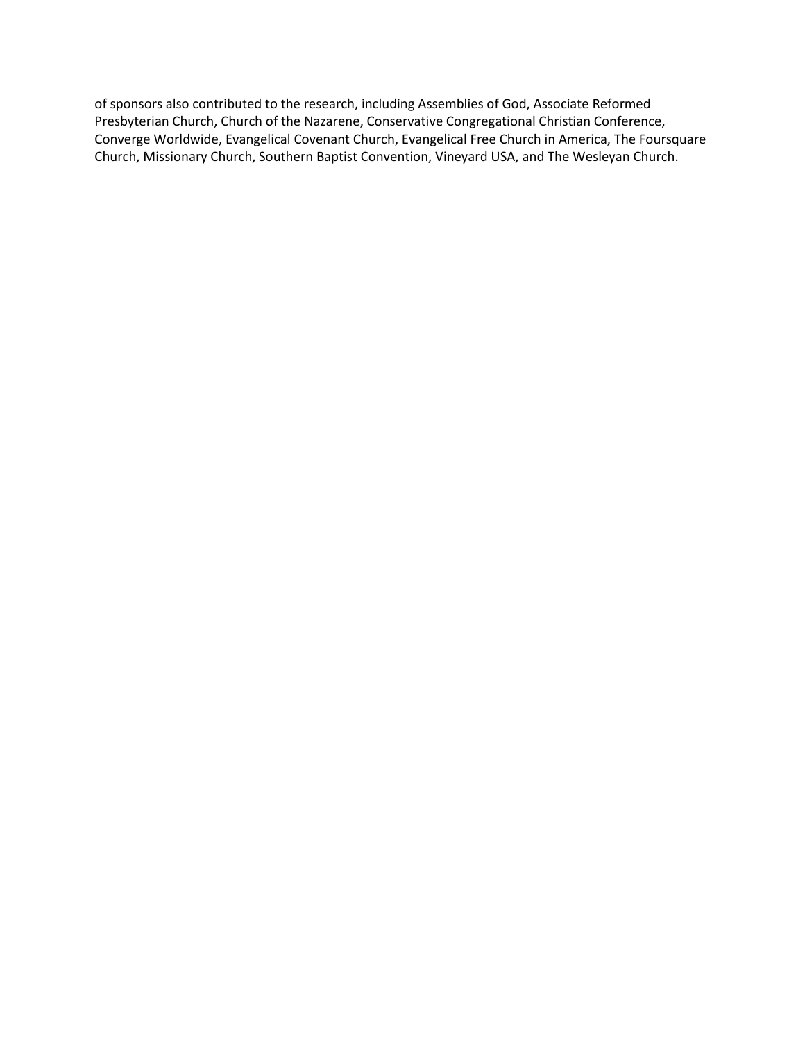of sponsors also contributed to the research, including Assemblies of God, Associate Reformed Presbyterian Church, Church of the Nazarene, Conservative Congregational Christian Conference, Converge Worldwide, Evangelical Covenant Church, Evangelical Free Church in America, The Foursquare Church, Missionary Church, Southern Baptist Convention, Vineyard USA, and The Wesleyan Church.